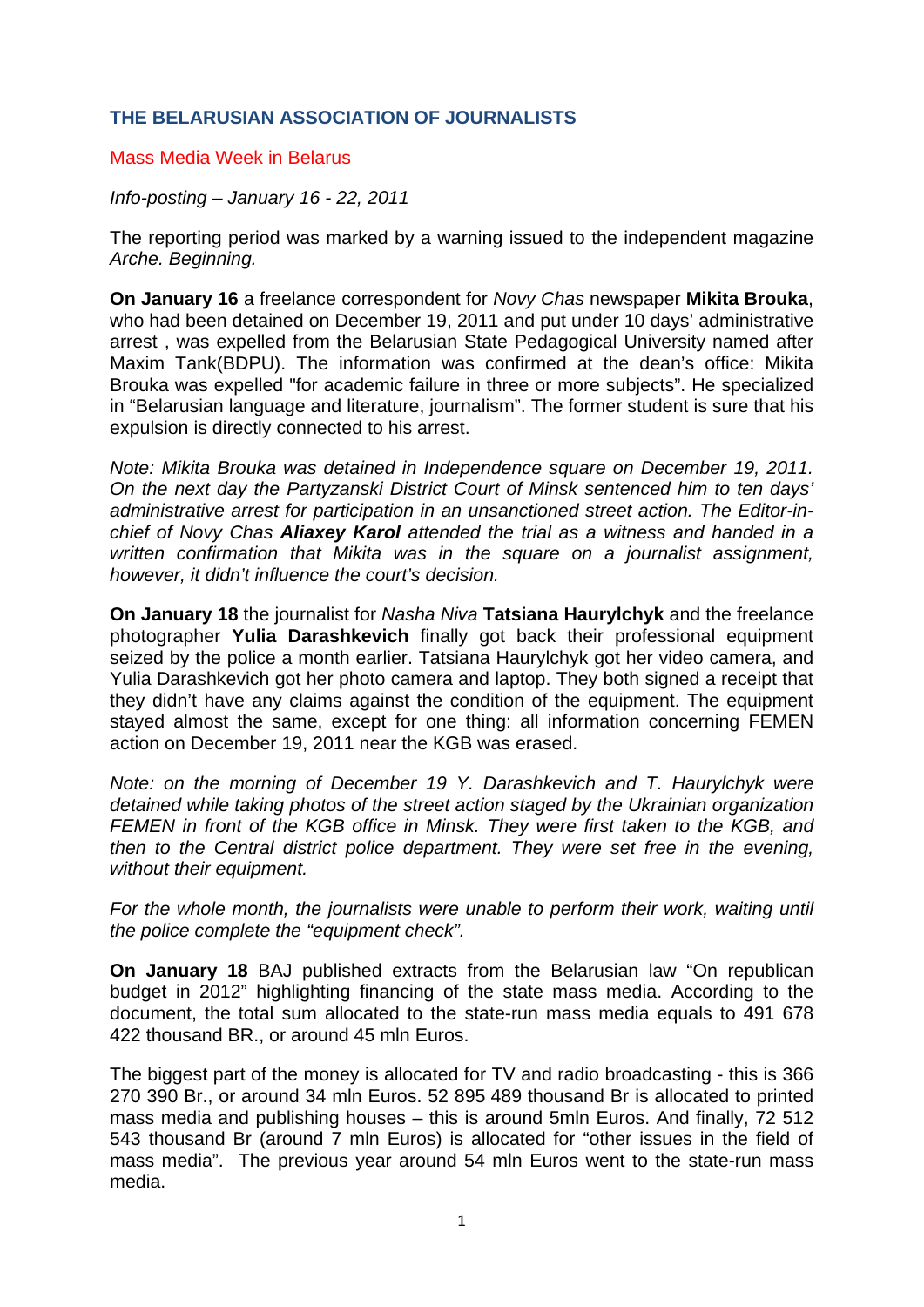## THE BELARUSIAN ASSOCIATION OF JOURNALISTS

Mass Media Week in Belarus

*Info-posting – January 16 - 22, 2011*

The reporting period was marked by a warning issued to the independent magazine *Arche. Beginning.*

**On January 16** a freelance correspondent for *Novy Chas* newspaper **Mikita Brouka**, who had been detained on December 19, 2011 and put under 10 days' administrative arrest , was expelled from the Belarusian State Pedagogical University named after Maxim Tank(BDPU). The information was confirmed at the dean's office: Mikita Brouka was expelled "for academic failure in three or more subjects". He specialized in "Belarusian language and literature, journalism". The former student is sure that his expulsion is directly connected to his arrest.

*Note: Mikita Brouka was detained in Independence square on December 19, 2011. On the next day the Partyzanski District Court of Minsk sentenced him to ten days' administrative arrest for participation in an unsanctioned street action. The Editor-in-chief of Novy Chas **Aliaxey Karol** attended the trial as a witness and handed in a written confirmation that Mikita was in the square on a journalist assignment, however, it didn't influence the court's decision.*

**On January 18** the journalist for *Nasha Niva* **Tatsiana Haurylchyk** and the freelance photographer **Yulia Darashkevich** finally got back their professional equipment seized by the police a month earlier. Tatsiana Haurylchyk got her video camera, and Yulia Darashkevich got her photo camera and laptop. They both signed a receipt that they didn't have any claims against the condition of the equipment. The equipment stayed almost the same, except for one thing: all information concerning FEMEN action on December 19, 2011 near the KGB was erased.

*Note: on the morning of December 19 Y. Darashkevich and T. Haurylchyk were detained while taking photos of the street action staged by the Ukrainian organization FEMEN in front of the KGB office in Minsk. They were first taken to the KGB, and then to the Central district police department. They were set free in the evening, without their equipment.*

*For the whole month, the journalists were unable to perform their work, waiting until the police complete the "equipment check".*

**On January 18** BAJ published extracts from the Belarusian law "On republican budget in 2012" highlighting financing of the state mass media. According to the document, the total sum allocated to the state-run mass media equals to 491 678 422 thousand BR., or around 45 mln Euros.

The biggest part of the money is allocated for TV and radio broadcasting - this is 366 270 390 Br., or around 34 mln Euros. 52 895 489 thousand Br is allocated to printed mass media and publishing houses – this is around 5mln Euros. And finally, 72 512 543 thousand Br (around 7 mln Euros) is allocated for "other issues in the field of mass media". The previous year around 54 mln Euros went to the state-run mass media.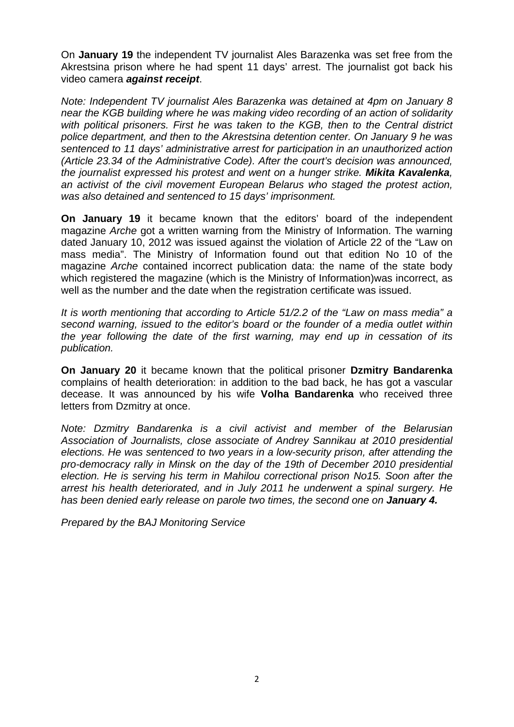On **January 19** the independent TV journalist Ales Barazenka was set free from the Akrestsina prison where he had spent 11 days' arrest. The journalist got back his video camera ***against receipt***.

*Note: Independent TV journalist Ales Barazenka was detained at 4pm on January 8 near the KGB building where he was making video recording of an action of solidarity with political prisoners. First he was taken to the KGB, then to the Central district police department, and then to the Akrestsina detention center. On January 9 he was sentenced to 11 days' administrative arrest for participation in an unauthorized action (Article 23.34 of the Administrative Code). After the court's decision was announced, the journalist expressed his protest and went on a hunger strike.* ***Mikita Kavalenka****, an activist of the civil movement European Belarus who staged the protest action, was also detained and sentenced to 15 days' imprisonment.*

**On January 19** it became known that the editors' board of the independent magazine *Arche* got a written warning from the Ministry of Information. The warning dated January 10, 2012 was issued against the violation of Article 22 of the "Law on mass media". The Ministry of Information found out that edition No 10 of the magazine *Arche* contained incorrect publication data: the name of the state body which registered the magazine (which is the Ministry of Information)was incorrect, as well as the number and the date when the registration certificate was issued.

*It is worth mentioning that according to Article 51/2.2 of the "Law on mass media" a second warning, issued to the editor's board or the founder of a media outlet within the year following the date of the first warning, may end up in cessation of its publication.*

**On January 20** it became known that the political prisoner **Dzmitry Bandarenka** complains of health deterioration: in addition to the bad back, he has got a vascular decease. It was announced by his wife **Volha Bandarenka** who received three letters from Dzmitry at once.

*Note: Dzmitry Bandarenka is a civil activist and member of the Belarusian Association of Journalists, close associate of Andrey Sannikau at 2010 presidential elections. He was sentenced to two years in a low-security prison, after attending the pro-democracy rally in Minsk on the day of the 19th of December 2010 presidential election. He is serving his term in Mahilou correctional prison No15. Soon after the arrest his health deteriorated, and in July 2011 he underwent a spinal surgery. He has been denied early release on parole two times, the second one on* ***January 4.***

*Prepared by the BAJ Monitoring Service*